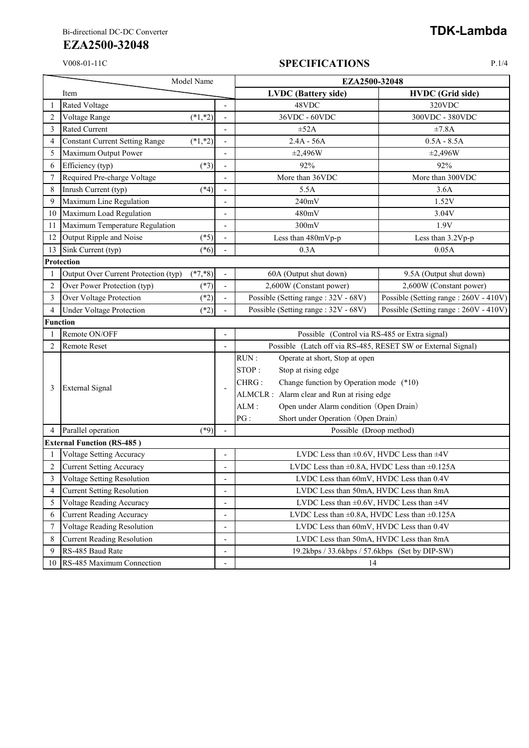Bi-directional DC-DC Converter

# EZA2500-32048

**TDK-Lambda**

V008-01-11C

## SPECIFICATIONS

| | Item (Model Name) | | | EZA2500-32048 | |
|---|---|---|---|---|---|
| | | | | **LVDC (Battery side)** | **HVDC (Grid side)** |
| 1 | Rated Voltage | | - | 48VDC | 320VDC |
| 2 | Voltage Range | (*1,*2) | - | 36VDC - 60VDC | 300VDC - 380VDC |
| 3 | Rated Current | | - | ±52A | ±7.8A |
| 4 | Constant Current Setting Range | (*1,*2) | - | 2.4A - 56A | 0.5A - 8.5A |
| 5 | Maximum Output Power | | - | ±2,496W | ±2,496W |
| 6 | Efficiency (typ) | (*3) | - | 92% | 92% |
| 7 | Required Pre-charge Voltage | | - | More than 36VDC | More than 300VDC |
| 8 | Inrush Current (typ) | (*4) | - | 5.5A | 3.6A |
| 9 | Maximum Line Regulation | | - | 240mV | 1.52V |
| 10 | Maximum Load Regulation | | - | 480mV | 3.04V |
| 11 | Maximum Temperature Regulation | | - | 300mV | 1.9V |
| 12 | Output Ripple and Noise | (*5) | - | Less than 480mVp-p | Less than 3.2Vp-p |
| 13 | Sink Current (typ) | (*6) | - | 0.3A | 0.05A |
| **Protection** | | | | | |
| 1 | Output Over Current Protection (typ) | (*7,*8) | - | 60A (Output shut down) | 9.5A (Output shut down) |
| 2 | Over Power Protection (typ) | (*7) | - | 2,600W (Constant power) | 2,600W (Constant power) |
| 3 | Over Voltage Protection | (*2) | - | Possible (Setting range : 32V - 68V) | Possible (Setting range : 260V - 410V) |
| 4 | Under Voltage Protection | (*2) | - | Possible (Setting range : 32V - 68V) | Possible (Setting range : 260V - 410V) |
| **Function** | | | | | |
| 1 | Remote ON/OFF | | - | Possible (Control via RS-485 or Extra signal) | |
| 2 | Remote Reset | | - | Possible (Latch off via RS-485, RESET SW or External Signal) | |
| 3 | External Signal | | - | RUN : Operate at short, Stop at open<br>STOP : Stop at rising edge<br>CHRG : Change function by Operation mode (*10)<br>ALMCLR : Alarm clear and Run at rising edge<br>ALM : Open under Alarm condition (Open Drain)<br>PG : Short under Operation (Open Drain) | |
| 4 | Parallel operation | (*9) | - | Possible (Droop method) | |
| **External Function (RS-485 )** | | | | | |
| 1 | Voltage Setting Accuracy | | - | LVDC Less than ±0.6V, HVDC Less than ±4V | |
| 2 | Current Setting Accuracy | | - | LVDC Less than ±0.8A, HVDC Less than ±0.125A | |
| 3 | Voltage Setting Resolution | | - | LVDC Less than 60mV, HVDC Less than 0.4V | |
| 4 | Current Setting Resolution | | - | LVDC Less than 50mA, HVDC Less than 8mA | |
| 5 | Voltage Reading Accuracy | | - | LVDC Less than ±0.6V, HVDC Less than ±4V | |
| 6 | Current Reading Accuracy | | - | LVDC Less than ±0.8A, HVDC Less than ±0.125A | |
| 7 | Voltage Reading Resolution | | - | LVDC Less than 60mV, HVDC Less than 0.4V | |
| 8 | Current Reading Resolution | | - | LVDC Less than 50mA, HVDC Less than 8mA | |
| 9 | RS-485 Baud Rate | | - | 19.2kbps / 33.6kbps / 57.6kbps (Set by DIP-SW) | |
| 10 | RS-485 Maximum Connection | | - | 14 | |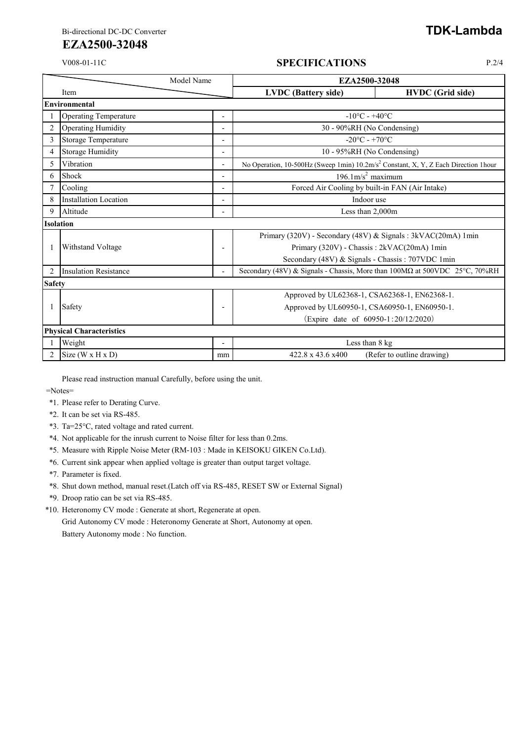Bi-directional DC-DC Converter

# EZA2500-32048

V008-01-11C

## SPECIFICATIONS

| | Item | | EZA2500-32048 | |
|---|---|---|---|---|
| | | | **LVDC (Battery side)** | **HVDC (Grid side)** |
| **Environmental** | | | | |
| 1 | Operating Temperature | - | -10°C - +40°C | |
| 2 | Operating Humidity | - | 30 - 90%RH (No Condensing) | |
| 3 | Storage Temperature | - | -20°C - +70°C | |
| 4 | Storage Humidity | - | 10 - 95%RH (No Condensing) | |
| 5 | Vibration | - | No Operation, 10-500Hz (Sweep 1min) 10.2m/s$^2$ Constant, X, Y, Z Each Direction 1hour | |
| 6 | Shock | - | 196.1m/s$^2$ maximum | |
| 7 | Cooling | - | Forced Air Cooling by built-in FAN (Air Intake) | |
| 8 | Installation Location | - | Indoor use | |
| 9 | Altitude | - | Less than 2,000m | |
| **Isolation** | | | | |
| 1 | Withstand Voltage | - | Primary (320V) - Secondary (48V) & Signals : 3kVAC(20mA) 1min<br>Primary (320V) - Chassis : 2kVAC(20mA) 1min<br>Secondary (48V) & Signals - Chassis : 707VDC 1min | |
| 2 | Insulation Resistance | - | Secondary (48V) & Signals - Chassis, More than 100MΩ at 500VDC 25°C, 70%RH | |
| **Safety** | | | | |
| 1 | Safety | - | Approved by UL62368-1, CSA62368-1, EN62368-1.<br>Approved by UL60950-1, CSA60950-1, EN60950-1.<br>（Expire date of 60950-1：20/12/2020） | |
| **Physical Characteristics** | | | | |
| 1 | Weight | - | Less than 8 kg | |
| 2 | Size (W x H x D) | mm | 422.8 x 43.6 x400 (Refer to outline drawing) | |

Please read instruction manual Carefully, before using the unit.

=Notes=

*1. Please refer to Derating Curve.
*2. It can be set via RS-485.
*3. Ta=25°C, rated voltage and rated current.
*4. Not applicable for the inrush current to Noise filter for less than 0.2ms.
*5. Measure with Ripple Noise Meter (RM-103 : Made in KEISOKU GIKEN Co.Ltd).
*6. Current sink appear when applied voltage is greater than output target voltage.
*7. Parameter is fixed.
*8. Shut down method, manual reset.(Latch off via RS-485, RESET SW or External Signal)
*9. Droop ratio can be set via RS-485.
*10. Heteronomy CV mode : Generate at short, Regenerate at open.
Grid Autonomy CV mode : Heteronomy Generate at Short, Autonomy at open.
Battery Autonomy mode : No function.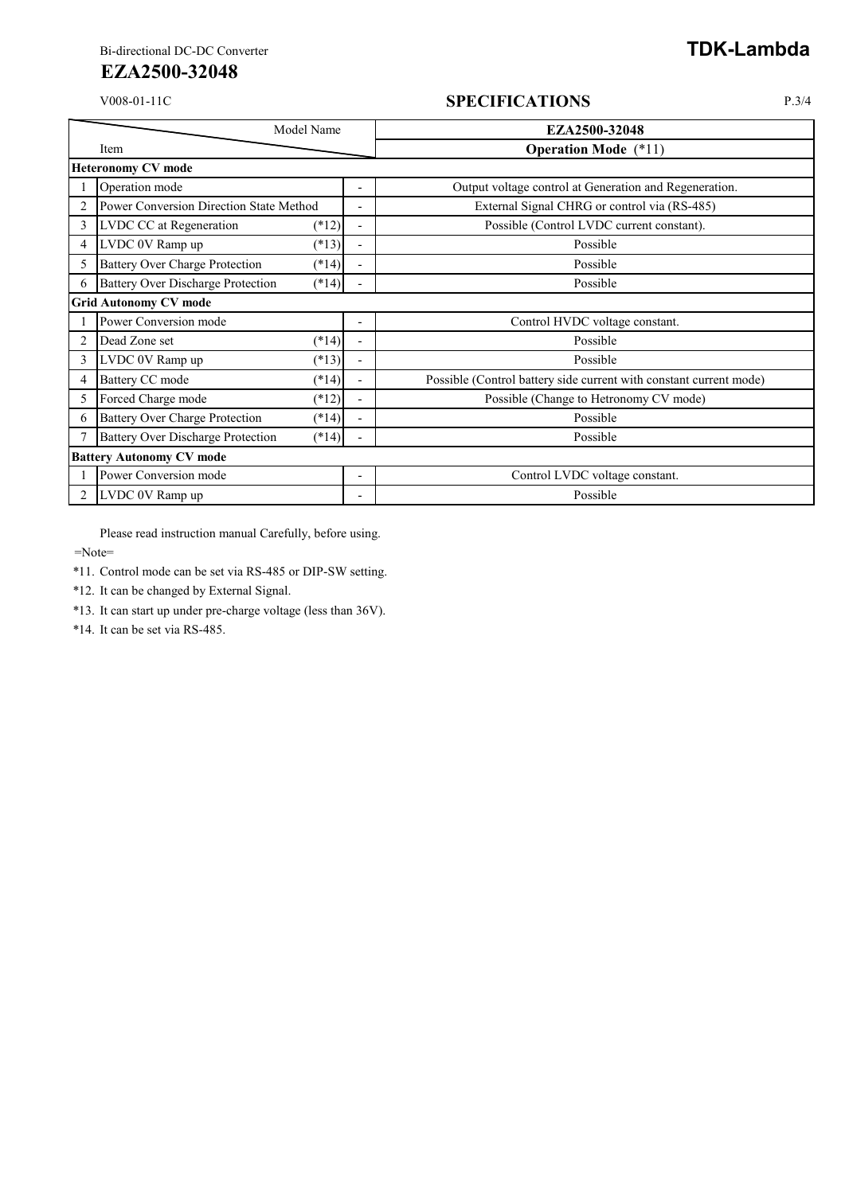Bi-directional DC-DC Converter

# EZA2500-32048

V008-01-11C

## SPECIFICATIONS

| | Model Name / Item | | | EZA2500-32048 |
|---|---|---|---|---|
| | | | | **Operation Mode** (*11) |
| **Heteronomy CV mode** | | | | |
| 1 | Operation mode | | - | Output voltage control at Generation and Regeneration. |
| 2 | Power Conversion Direction State Method | | - | External Signal CHRG or control via (RS-485) |
| 3 | LVDC CC at Regeneration | (*12) | - | Possible (Control LVDC current constant). |
| 4 | LVDC 0V Ramp up | (*13) | - | Possible |
| 5 | Battery Over Charge Protection | (*14) | - | Possible |
| 6 | Battery Over Discharge Protection | (*14) | - | Possible |
| **Grid Autonomy CV mode** | | | | |
| 1 | Power Conversion mode | | - | Control HVDC voltage constant. |
| 2 | Dead Zone set | (*14) | - | Possible |
| 3 | LVDC 0V Ramp up | (*13) | - | Possible |
| 4 | Battery CC mode | (*14) | - | Possible (Control battery side current with constant current mode) |
| 5 | Forced Charge mode | (*12) | - | Possible (Change to Hetronomy CV mode) |
| 6 | Battery Over Charge Protection | (*14) | - | Possible |
| 7 | Battery Over Discharge Protection | (*14) | - | Possible |
| **Battery Autonomy CV mode** | | | | |
| 1 | Power Conversion mode | | - | Control LVDC voltage constant. |
| 2 | LVDC 0V Ramp up | | - | Possible |

Please read instruction manual Carefully, before using.

=Note=

*11. Control mode can be set via RS-485 or DIP-SW setting.

*12. It can be changed by External Signal.

*13. It can start up under pre-charge voltage (less than 36V).

*14. It can be set via RS-485.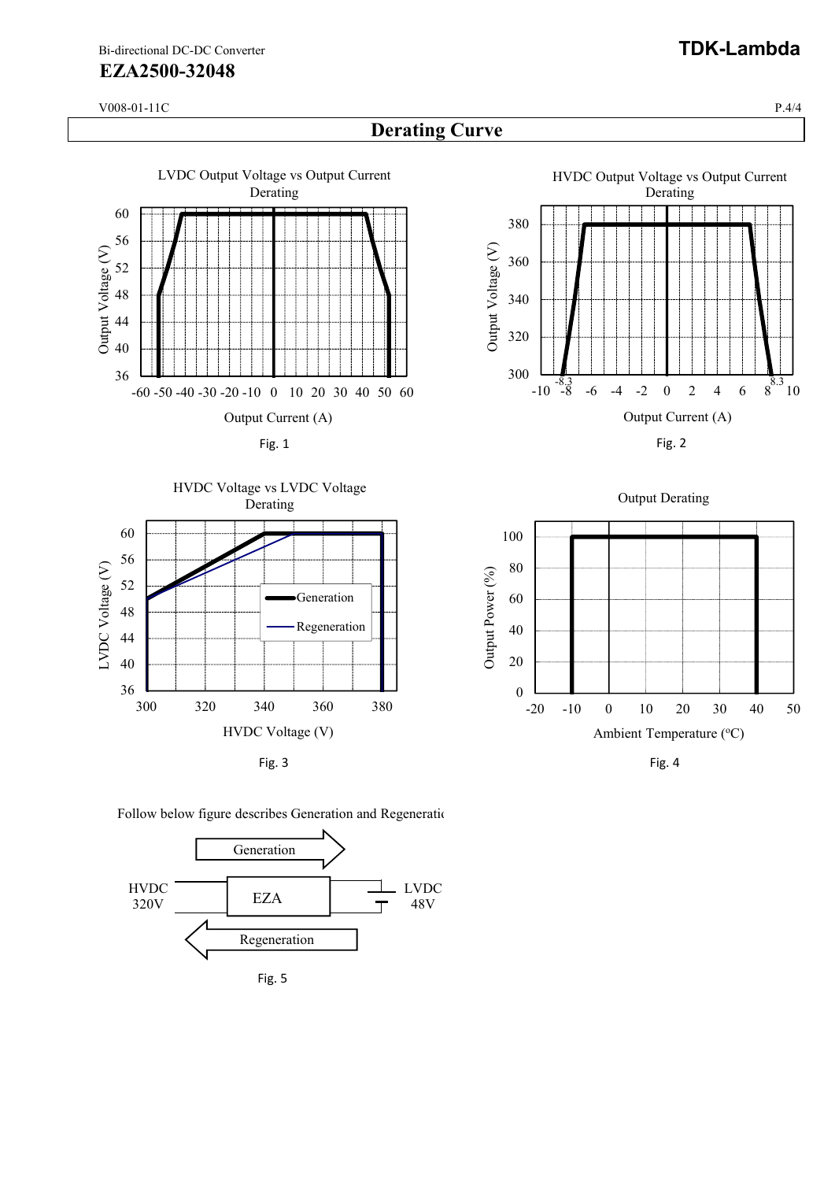# Derating Curve

LVDC Output Voltage vs Output Current
Derating

60
56
52
48
44
40
36

Output Voltage (V)

-60 -50 -40 -30 -20 -10 0 10 20 30 40 50 60

Output Current (A)

Fig. 1

HVDC Output Voltage vs Output Current
Derating

380
360
340
320
300

Output Voltage (V)

-8.3
8.3

-10 -8 -6 -4 -2 0 2 4 6 8 10

Output Current (A)

Fig. 2

HVDC Voltage vs LVDC Voltage
Derating

60
56
52
48
44
40
36

LVDC Voltage (V)

Generation
Regeneration

300 320 340 360 380

HVDC Voltage (V)

Fig. 3

Output Derating

100
80
60
40
20
0

Output Power (%)

-20 -10 0 10 20 30 40 50

Ambient Temperature (°C)

Fig. 4

Follow below figure describes Generation and Regeneratic

Generation

HVDC
320V

EZA

LVDC
48V

Regeneration

Fig. 5